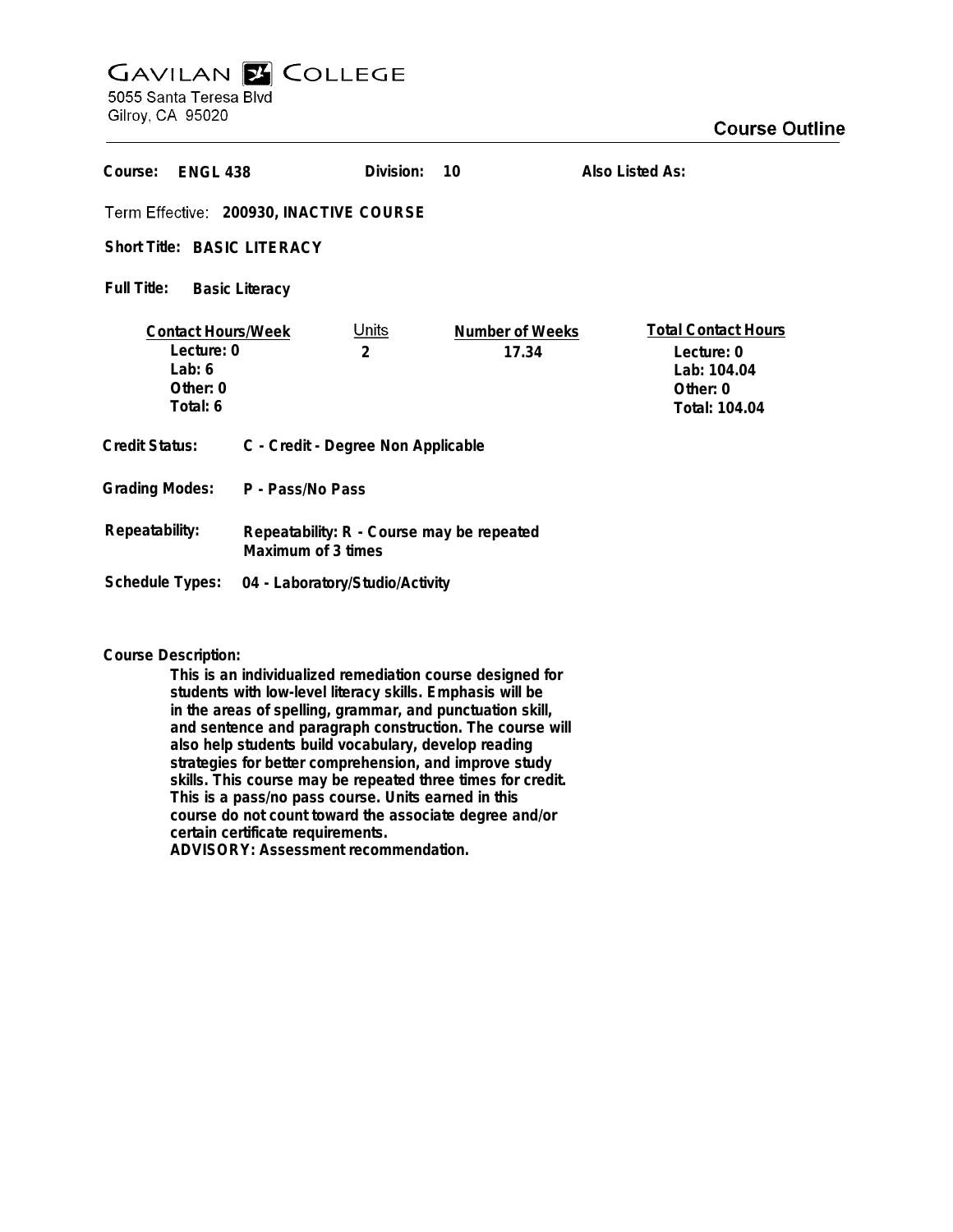# GAVILAN COLLEGE

5055 Santa Teresa Blvd
Gilroy, CA 95020

## Course Outline

**Course:** ENGL 438 **Division:** 10 **Also Listed As:**

**Term Effective:** 200930, INACTIVE COURSE

**Short Title:** BASIC LITERACY

**Full Title:** Basic Literacy

| Contact Hours/Week | Units | Number of Weeks | Total Contact Hours |
|---|---|---|---|
| Lecture: 0 | 2 | 17.34 | Lecture: 0 |
| Lab: 6 | | | Lab: 104.04 |
| Other: 0 | | | Other: 0 |
| Total: 6 | | | Total: 104.04 |

**Credit Status:** C - Credit - Degree Non Applicable

**Grading Modes:** P - Pass/No Pass

**Repeatability:** Repeatability: R - Course may be repeated Maximum of 3 times

**Schedule Types:** 04 - Laboratory/Studio/Activity

**Course Description:**

This is an individualized remediation course designed for students with low-level literacy skills. Emphasis will be in the areas of spelling, grammar, and punctuation skill, and sentence and paragraph construction. The course will also help students build vocabulary, develop reading strategies for better comprehension, and improve study skills. This course may be repeated three times for credit. This is a pass/no pass course. Units earned in this course do not count toward the associate degree and/or certain certificate requirements.
ADVISORY: Assessment recommendation.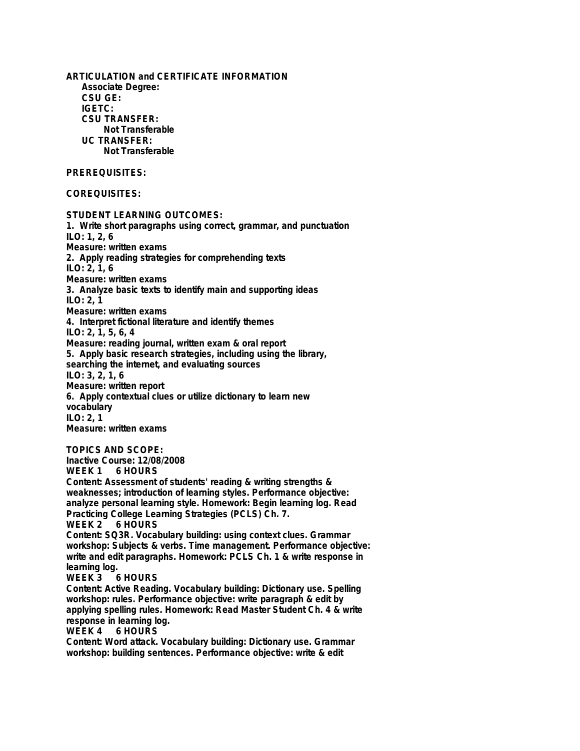**ARTICULATION and CERTIFICATE INFORMATION**

**Associate Degree:**

**CSU GE:**

**IGETC:**

**CSU TRANSFER:**

Not Transferable

**UC TRANSFER:**

Not Transferable

**PREREQUISITES:**

**COREQUISITES:**

**STUDENT LEARNING OUTCOMES:**

1. Write short paragraphs using correct, grammar, and punctuation
ILO: 1, 2, 6
Measure: written exams
2. Apply reading strategies for comprehending texts
ILO: 2, 1, 6
Measure: written exams
3. Analyze basic texts to identify main and supporting ideas
ILO: 2, 1
Measure: written exams
4. Interpret fictional literature and identify themes
ILO: 2, 1, 5, 6, 4
Measure: reading journal, written exam & oral report
5. Apply basic research strategies, including using the library, searching the internet, and evaluating sources
ILO: 3, 2, 1, 6
Measure: written report
6. Apply contextual clues or utilize dictionary to learn new vocabulary
ILO: 2, 1
Measure: written exams

**TOPICS AND SCOPE:**

Inactive Course: 12/08/2008

**WEEK 1 6 HOURS**

Content: Assessment of students' reading & writing strengths & weaknesses; introduction of learning styles. Performance objective: analyze personal learning style. Homework: Begin learning log. Read Practicing College Learning Strategies (PCLS) Ch. 7.

**WEEK 2 6 HOURS**

Content: SQ3R. Vocabulary building: using context clues. Grammar workshop: Subjects & verbs. Time management. Performance objective: write and edit paragraphs. Homework: PCLS Ch. 1 & write response in learning log.

**WEEK 3 6 HOURS**

Content: Active Reading. Vocabulary building: Dictionary use. Spelling workshop: rules. Performance objective: write paragraph & edit by applying spelling rules. Homework: Read Master Student Ch. 4 & write response in learning log.

**WEEK 4 6 HOURS**

Content: Word attack. Vocabulary building: Dictionary use. Grammar workshop: building sentences. Performance objective: write & edit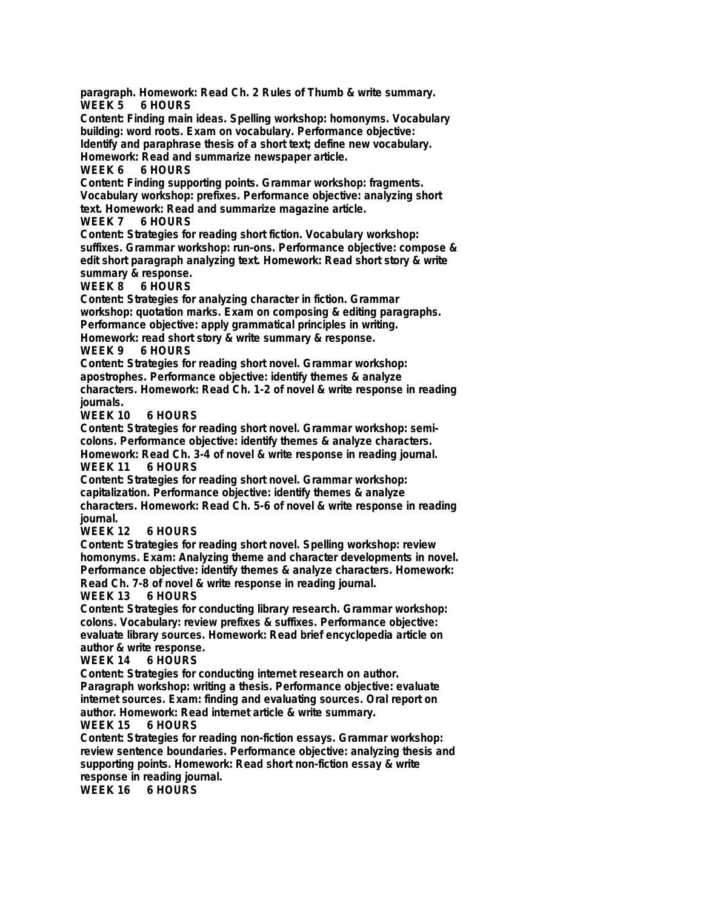paragraph. Homework: Read Ch. 2 Rules of Thumb & write summary.

**WEEK 5 6 HOURS**

Content: Finding main ideas. Spelling workshop: homonyms. Vocabulary building: word roots. Exam on vocabulary. Performance objective: Identify and paraphrase thesis of a short text; define new vocabulary. Homework: Read and summarize newspaper article.

**WEEK 6 6 HOURS**

Content: Finding supporting points. Grammar workshop: fragments. Vocabulary workshop: prefixes. Performance objective: analyzing short text. Homework: Read and summarize magazine article.

**WEEK 7 6 HOURS**

Content: Strategies for reading short fiction. Vocabulary workshop: suffixes. Grammar workshop: run-ons. Performance objective: compose & edit short paragraph analyzing text. Homework: Read short story & write summary & response.

**WEEK 8 6 HOURS**

Content: Strategies for analyzing character in fiction. Grammar workshop: quotation marks. Exam on composing & editing paragraphs. Performance objective: apply grammatical principles in writing. Homework: read short story & write summary & response.

**WEEK 9 6 HOURS**

Content: Strategies for reading short novel. Grammar workshop: apostrophes. Performance objective: identify themes & analyze characters. Homework: Read Ch. 1-2 of novel & write response in reading journals.

**WEEK 10 6 HOURS**

Content: Strategies for reading short novel. Grammar workshop: semi-colons. Performance objective: identify themes & analyze characters. Homework: Read Ch. 3-4 of novel & write response in reading journal.

**WEEK 11 6 HOURS**

Content: Strategies for reading short novel. Grammar workshop: capitalization. Performance objective: identify themes & analyze characters. Homework: Read Ch. 5-6 of novel & write response in reading journal.

**WEEK 12 6 HOURS**

Content: Strategies for reading short novel. Spelling workshop: review homonyms. Exam: Analyzing theme and character developments in novel. Performance objective: identify themes & analyze characters. Homework: Read Ch. 7-8 of novel & write response in reading journal.

**WEEK 13 6 HOURS**

Content: Strategies for conducting library research. Grammar workshop: colons. Vocabulary: review prefixes & suffixes. Performance objective: evaluate library sources. Homework: Read brief encyclopedia article on author & write response.

**WEEK 14 6 HOURS**

Content: Strategies for conducting internet research on author. Paragraph workshop: writing a thesis. Performance objective: evaluate internet sources. Exam: finding and evaluating sources. Oral report on author. Homework: Read internet article & write summary.

**WEEK 15 6 HOURS**

Content: Strategies for reading non-fiction essays. Grammar workshop: review sentence boundaries. Performance objective: analyzing thesis and supporting points. Homework: Read short non-fiction essay & write response in reading journal.

**WEEK 16 6 HOURS**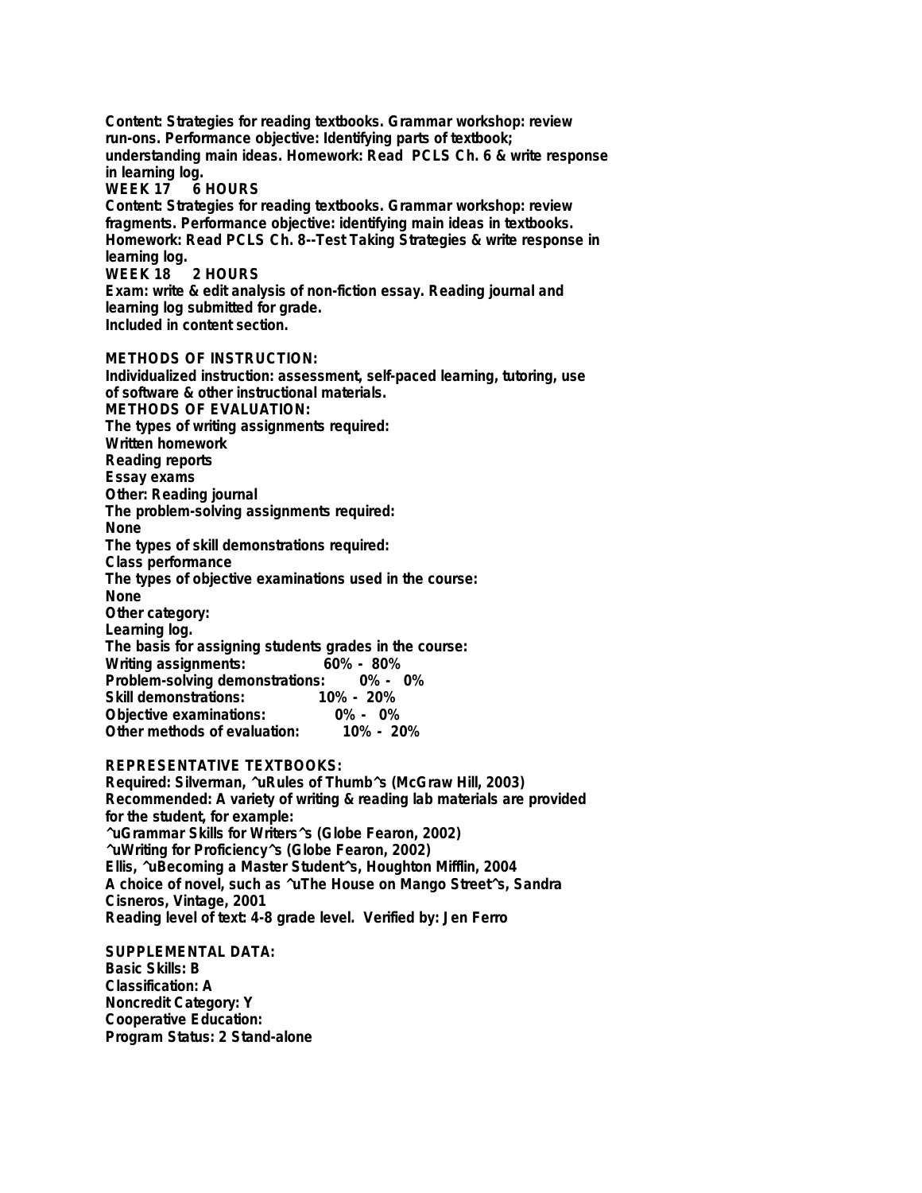Content: Strategies for reading textbooks. Grammar workshop: review run-ons. Performance objective: Identifying parts of textbook; understanding main ideas. Homework: Read PCLS Ch. 6 & write response in learning log.

**WEEK 17 6 HOURS**

Content: Strategies for reading textbooks. Grammar workshop: review fragments. Performance objective: identifying main ideas in textbooks. Homework: Read PCLS Ch. 8--Test Taking Strategies & write response in learning log.

**WEEK 18 2 HOURS**

Exam: write & edit analysis of non-fiction essay. Reading journal and learning log submitted for grade.

Included in content section.

## METHODS OF INSTRUCTION:

Individualized instruction: assessment, self-paced learning, tutoring, use of software & other instructional materials.

## METHODS OF EVALUATION:

The types of writing assignments required:
Written homework
Reading reports
Essay exams
Other: Reading journal

The problem-solving assignments required:
None

The types of skill demonstrations required:
Class performance

The types of objective examinations used in the course:
None

Other category:
Learning log.

The basis for assigning students grades in the course:

| | |
|---|---|
| Writing assignments: | 60% - 80% |
| Problem-solving demonstrations: | 0% - 0% |
| Skill demonstrations: | 10% - 20% |
| Objective examinations: | 0% - 0% |
| Other methods of evaluation: | 10% - 20% |

## REPRESENTATIVE TEXTBOOKS:

Required: Silverman, ^uRules of Thumb^s (McGraw Hill, 2003)

Recommended: A variety of writing & reading lab materials are provided for the student, for example:
^uGrammar Skills for Writers^s (Globe Fearon, 2002)
^uWriting for Proficiency^s (Globe Fearon, 2002)
Ellis, ^uBecoming a Master Student^s, Houghton Mifflin, 2004
A choice of novel, such as ^uThe House on Mango Street^s, Sandra Cisneros, Vintage, 2001
Reading level of text: 4-8 grade level. Verified by: Jen Ferro

## SUPPLEMENTAL DATA:

Basic Skills: B
Classification: A
Noncredit Category: Y
Cooperative Education:
Program Status: 2 Stand-alone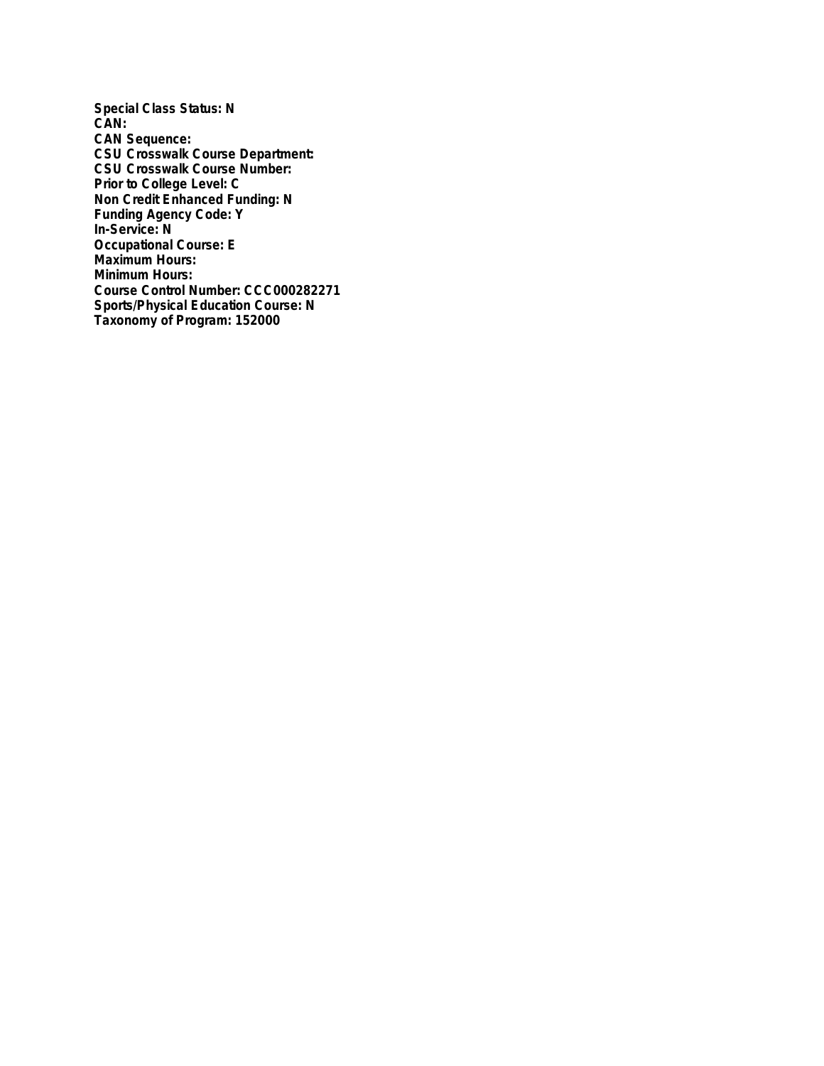**Special Class Status: N**
**CAN:**
**CAN Sequence:**
**CSU Crosswalk Course Department:**
**CSU Crosswalk Course Number:**
**Prior to College Level: C**
**Non Credit Enhanced Funding: N**
**Funding Agency Code: Y**
**In-Service: N**
**Occupational Course: E**
**Maximum Hours:**
**Minimum Hours:**
**Course Control Number: CCC000282271**
**Sports/Physical Education Course: N**
**Taxonomy of Program: 152000**